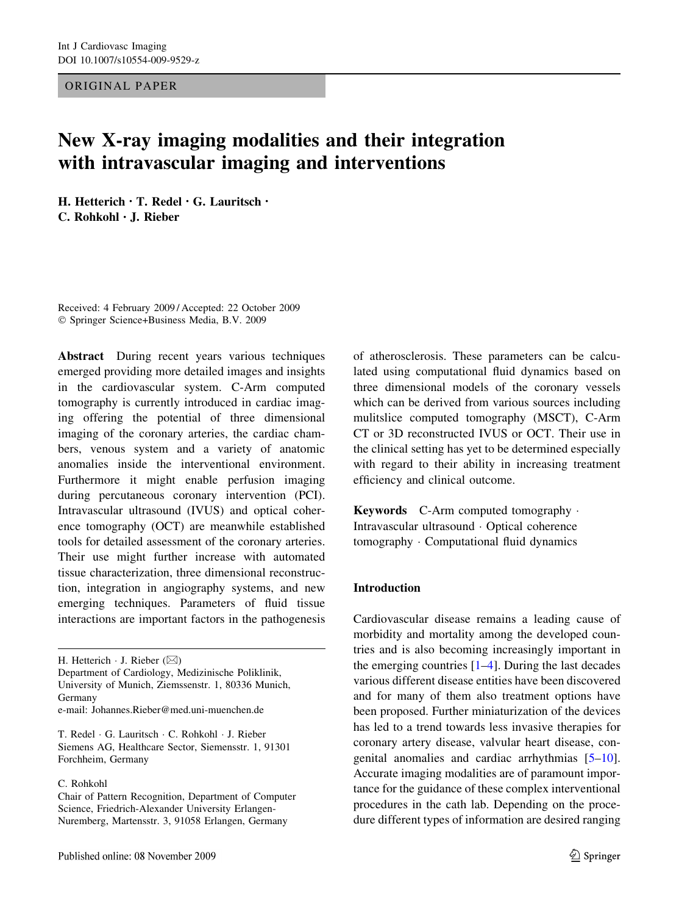ORIGINAL PAPER

# New X-ray imaging modalities and their integration with intravascular imaging and interventions

**H. Hetterich · T. Redel · G. Lauritsch · C. Rohkohl · J. Rieber**

Received: 4 February 2009 / Accepted: 22 October 2009
© Springer Science+Business Media, B.V. 2009

**Abstract** During recent years various techniques emerged providing more detailed images and insights in the cardiovascular system. C-Arm computed tomography is currently introduced in cardiac imaging offering the potential of three dimensional imaging of the coronary arteries, the cardiac chambers, venous system and a variety of anatomic anomalies inside the interventional environment. Furthermore it might enable perfusion imaging during percutaneous coronary intervention (PCI). Intravascular ultrasound (IVUS) and optical coherence tomography (OCT) are meanwhile established tools for detailed assessment of the coronary arteries. Their use might further increase with automated tissue characterization, three dimensional reconstruction, integration in angiography systems, and new emerging techniques. Parameters of fluid tissue interactions are important factors in the pathogenesis of atherosclerosis. These parameters can be calculated using computational fluid dynamics based on three dimensional models of the coronary vessels which can be derived from various sources including mulitslice computed tomography (MSCT), C-Arm CT or 3D reconstructed IVUS or OCT. Their use in the clinical setting has yet to be determined especially with regard to their ability in increasing treatment efficiency and clinical outcome.

**Keywords** C-Arm computed tomography · Intravascular ultrasound · Optical coherence tomography · Computational fluid dynamics

H. Hetterich · J. Rieber (✉)
Department of Cardiology, Medizinische Poliklinik, University of Munich, Ziemssenstr. 1, 80336 Munich, Germany
e-mail: Johannes.Rieber@med.uni-muenchen.de

T. Redel · G. Lauritsch · C. Rohkohl · J. Rieber
Siemens AG, Healthcare Sector, Siemensstr. 1, 91301 Forchheim, Germany

C. Rohkohl
Chair of Pattern Recognition, Department of Computer Science, Friedrich-Alexander University Erlangen-Nuremberg, Martensstr. 3, 91058 Erlangen, Germany

Published online: 08 November 2009

## Introduction

Cardiovascular disease remains a leading cause of morbidity and mortality among the developed countries and is also becoming increasingly important in the emerging countries [1–4]. During the last decades various different disease entities have been discovered and for many of them also treatment options have been proposed. Further miniaturization of the devices has led to a trend towards less invasive therapies for coronary artery disease, valvular heart disease, congenital anomalies and cardiac arrhythmias [5–10]. Accurate imaging modalities are of paramount importance for the guidance of these complex interventional procedures in the cath lab. Depending on the procedure different types of information are desired ranging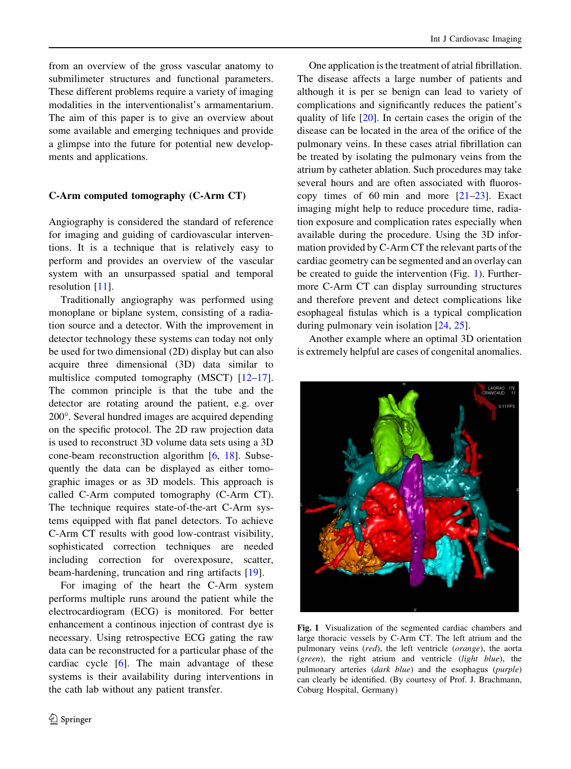from an overview of the gross vascular anatomy to submilimeter structures and functional parameters. These different problems require a variety of imaging modalities in the interventionalist's armamentarium. The aim of this paper is to give an overview about some available and emerging techniques and provide a glimpse into the future for potential new developments and applications.

## C-Arm computed tomography (C-Arm CT)

Angiography is considered the standard of reference for imaging and guiding of cardiovascular interventions. It is a technique that is relatively easy to perform and provides an overview of the vascular system with an unsurpassed spatial and temporal resolution [11].

Traditionally angiography was performed using monoplane or biplane system, consisting of a radiation source and a detector. With the improvement in detector technology these systems can today not only be used for two dimensional (2D) display but can also acquire three dimensional (3D) data similar to multislice computed tomography (MSCT) [12–17]. The common principle is that the tube and the detector are rotating around the patient, e.g. over 200°. Several hundred images are acquired depending on the specific protocol. The 2D raw projection data is used to reconstruct 3D volume data sets using a 3D cone-beam reconstruction algorithm [6, 18]. Subsequently the data can be displayed as either tomographic images or as 3D models. This approach is called C-Arm computed tomography (C-Arm CT). The technique requires state-of-the-art C-Arm systems equipped with flat panel detectors. To achieve C-Arm CT results with good low-contrast visibility, sophisticated correction techniques are needed including correction for overexposure, scatter, beam-hardening, truncation and ring artifacts [19].

For imaging of the heart the C-Arm system performs multiple runs around the patient while the electrocardiogram (ECG) is monitored. For better enhancement a continous injection of contrast dye is necessary. Using retrospective ECG gating the raw data can be reconstructed for a particular phase of the cardiac cycle [6]. The main advantage of these systems is their availability during interventions in the cath lab without any patient transfer.

One application is the treatment of atrial fibrillation. The disease affects a large number of patients and although it is per se benign can lead to variety of complications and significantly reduces the patient's quality of life [20]. In certain cases the origin of the disease can be located in the area of the orifice of the pulmonary veins. In these cases atrial fibrillation can be treated by isolating the pulmonary veins from the atrium by catheter ablation. Such procedures may take several hours and are often associated with fluoroscopy times of 60 min and more [21–23]. Exact imaging might help to reduce procedure time, radiation exposure and complication rates especially when available during the procedure. Using the 3D information provided by C-Arm CT the relevant parts of the cardiac geometry can be segmented and an overlay can be created to guide the intervention (Fig. 1). Furthermore C-Arm CT can display surrounding structures and therefore prevent and detect complications like esophageal fistulas which is a typical complication during pulmonary vein isolation [24, 25].

Another example where an optimal 3D orientation is extremely helpful are cases of congenital anomalies.

**Fig. 1** Visualization of the segmented cardiac chambers and large thoracic vessels by C-Arm CT. The left atrium and the pulmonary veins (*red*), the left ventricle (*orange*), the aorta (*green*), the right atrium and ventricle (*light blue*), the pulmonary arteries (*dark blue*) and the esophagus (*purple*) can clearly be identified. (By courtesy of Prof. J. Brachmann, Coburg Hospital, Germany)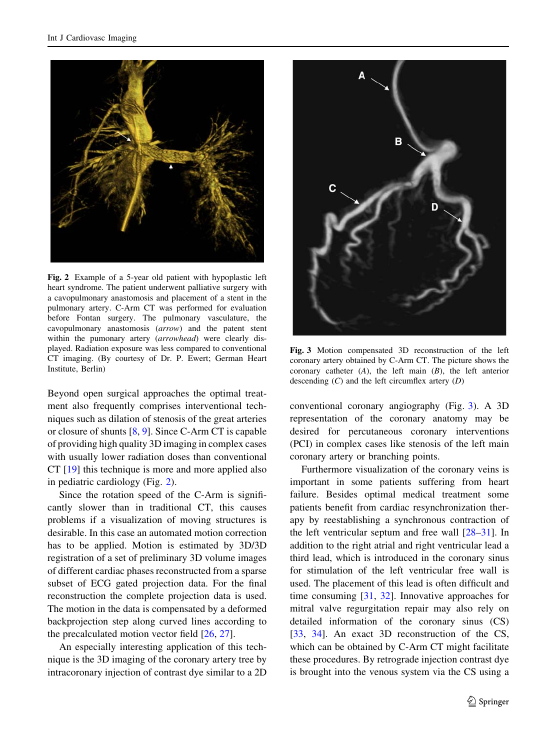**Fig. 2** Example of a 5-year old patient with hypoplastic left heart syndrome. The patient underwent palliative surgery with a cavopulmonary anastomosis and placement of a stent in the pulmonary artery. C-Arm CT was performed for evaluation before Fontan surgery. The pulmonary vasculature, the cavopulmonary anastomosis (*arrow*) and the patent stent within the pumonary artery (*arrowhead*) were clearly displayed. Radiation exposure was less compared to conventional CT imaging. (By courtesy of Dr. P. Ewert; German Heart Institute, Berlin)

**Fig. 3** Motion compensated 3D reconstruction of the left coronary artery obtained by C-Arm CT. The picture shows the coronary catheter (*A*), the left main (*B*), the left anterior descending (*C*) and the left circumflex artery (*D*)

Beyond open surgical approaches the optimal treatment also frequently comprises interventional techniques such as dilation of stenosis of the great arteries or closure of shunts [8, 9]. Since C-Arm CT is capable of providing high quality 3D imaging in complex cases with usually lower radiation doses than conventional CT [19] this technique is more and more applied also in pediatric cardiology (Fig. 2).

Since the rotation speed of the C-Arm is significantly slower than in traditional CT, this causes problems if a visualization of moving structures is desirable. In this case an automated motion correction has to be applied. Motion is estimated by 3D/3D registration of a set of preliminary 3D volume images of different cardiac phases reconstructed from a sparse subset of ECG gated projection data. For the final reconstruction the complete projection data is used. The motion in the data is compensated by a deformed backprojection step along curved lines according to the precalculated motion vector field [26, 27].

An especially interesting application of this technique is the 3D imaging of the coronary artery tree by intracoronary injection of contrast dye similar to a 2D conventional coronary angiography (Fig. 3). A 3D representation of the coronary anatomy may be desired for percutaneous coronary interventions (PCI) in complex cases like stenosis of the left main coronary artery or branching points.

Furthermore visualization of the coronary veins is important in some patients suffering from heart failure. Besides optimal medical treatment some patients benefit from cardiac resynchronization therapy by reestablishing a synchronous contraction of the left ventricular septum and free wall [28–31]. In addition to the right atrial and right ventricular lead a third lead, which is introduced in the coronary sinus for stimulation of the left ventricular free wall is used. The placement of this lead is often difficult and time consuming [31, 32]. Innovative approaches for mitral valve regurgitation repair may also rely on detailed information of the coronary sinus (CS) [33, 34]. An exact 3D reconstruction of the CS, which can be obtained by C-Arm CT might facilitate these procedures. By retrograde injection contrast dye is brought into the venous system via the CS using a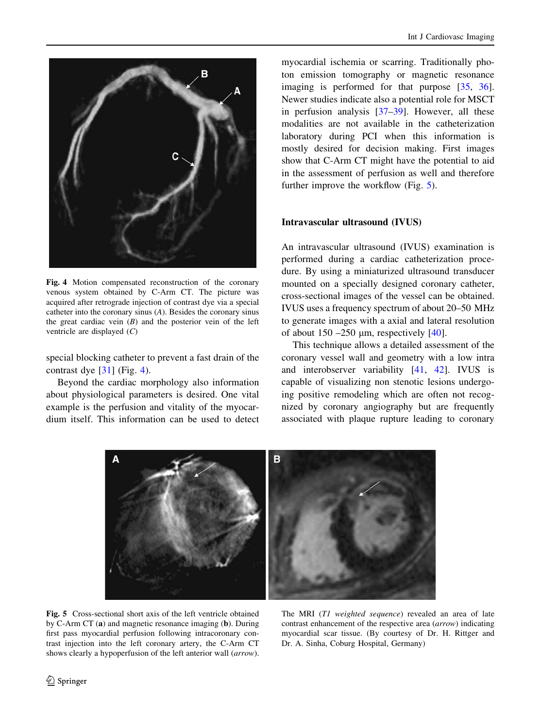Fig. 4 Motion compensated reconstruction of the coronary venous system obtained by C-Arm CT. The picture was acquired after retrograde injection of contrast dye via a special catheter into the coronary sinus (*A*). Besides the coronary sinus the great cardiac vein (*B*) and the posterior vein of the left ventricle are displayed (*C*)

special blocking catheter to prevent a fast drain of the contrast dye [31] (Fig. 4).

Beyond the cardiac morphology also information about physiological parameters is desired. One vital example is the perfusion and vitality of the myocardium itself. This information can be used to detect myocardial ischemia or scarring. Traditionally photon emission tomography or magnetic resonance imaging is performed for that purpose [35, 36]. Newer studies indicate also a potential role for MSCT in perfusion analysis [37–39]. However, all these modalities are not available in the catheterization laboratory during PCI when this information is mostly desired for decision making. First images show that C-Arm CT might have the potential to aid in the assessment of perfusion as well and therefore further improve the workflow (Fig. 5).

## Intravascular ultrasound (IVUS)

An intravascular ultrasound (IVUS) examination is performed during a cardiac catheterization procedure. By using a miniaturized ultrasound transducer mounted on a specially designed coronary catheter, cross-sectional images of the vessel can be obtained. IVUS uses a frequency spectrum of about 20–50 MHz to generate images with a axial and lateral resolution of about 150 –250 µm, respectively [40].

This technique allows a detailed assessment of the coronary vessel wall and geometry with a low intra and interobserver variability [41, 42]. IVUS is capable of visualizing non stenotic lesions undergoing positive remodeling which are often not recognized by coronary angiography but are frequently associated with plaque rupture leading to coronary

Fig. 5 Cross-sectional short axis of the left ventricle obtained by C-Arm CT (**a**) and magnetic resonance imaging (**b**). During first pass myocardial perfusion following intracoronary contrast injection into the left coronary artery, the C-Arm CT shows clearly a hypoperfusion of the left anterior wall (*arrow*). The MRI (*T1 weighted sequence*) revealed an area of late contrast enhancement of the respective area (*arrow*) indicating myocardial scar tissue. (By courtesy of Dr. H. Rittger and Dr. A. Sinha, Coburg Hospital, Germany)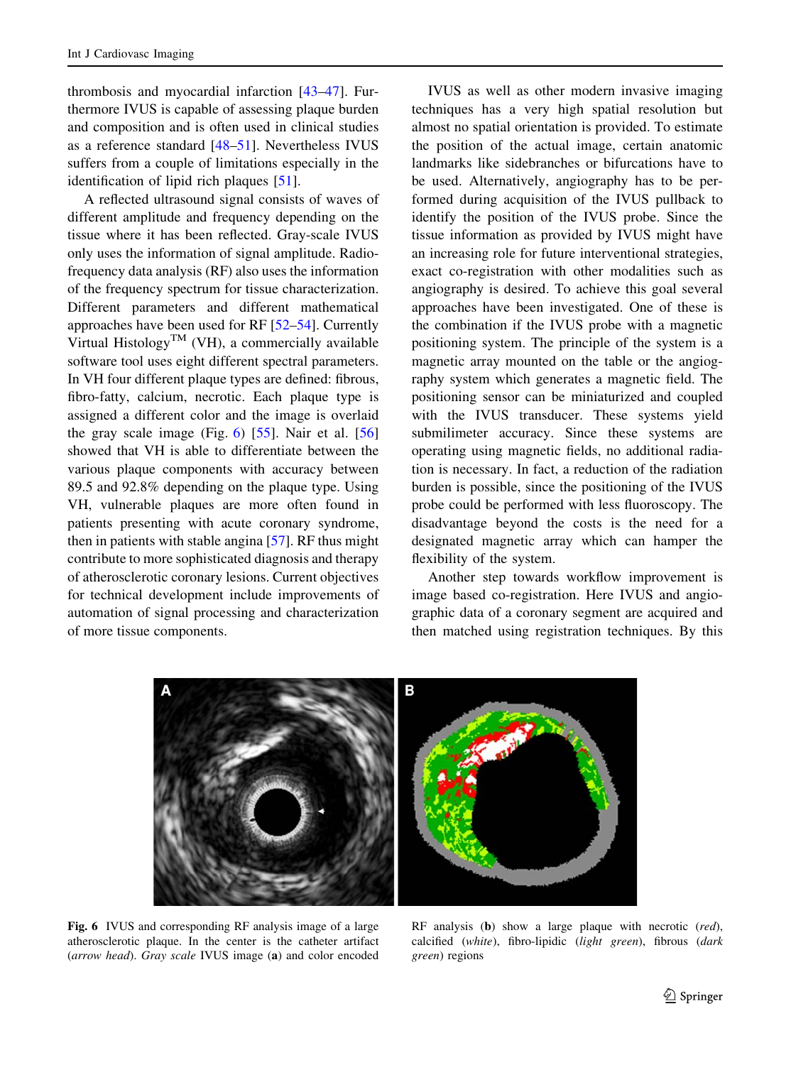thrombosis and myocardial infarction [43–47]. Furthermore IVUS is capable of assessing plaque burden and composition and is often used in clinical studies as a reference standard [48–51]. Nevertheless IVUS suffers from a couple of limitations especially in the identification of lipid rich plaques [51].

A reflected ultrasound signal consists of waves of different amplitude and frequency depending on the tissue where it has been reflected. Gray-scale IVUS only uses the information of signal amplitude. Radiofrequency data analysis (RF) also uses the information of the frequency spectrum for tissue characterization. Different parameters and different mathematical approaches have been used for RF [52–54]. Currently Virtual Histology™ (VH), a commercially available software tool uses eight different spectral parameters. In VH four different plaque types are defined: fibrous, fibro-fatty, calcium, necrotic. Each plaque type is assigned a different color and the image is overlaid the gray scale image (Fig. 6) [55]. Nair et al. [56] showed that VH is able to differentiate between the various plaque components with accuracy between 89.5 and 92.8% depending on the plaque type. Using VH, vulnerable plaques are more often found in patients presenting with acute coronary syndrome, then in patients with stable angina [57]. RF thus might contribute to more sophisticated diagnosis and therapy of atherosclerotic coronary lesions. Current objectives for technical development include improvements of automation of signal processing and characterization of more tissue components.

IVUS as well as other modern invasive imaging techniques has a very high spatial resolution but almost no spatial orientation is provided. To estimate the position of the actual image, certain anatomic landmarks like sidebranches or bifurcations have to be used. Alternatively, angiography has to be performed during acquisition of the IVUS pullback to identify the position of the IVUS probe. Since the tissue information as provided by IVUS might have an increasing role for future interventional strategies, exact co-registration with other modalities such as angiography is desired. To achieve this goal several approaches have been investigated. One of these is the combination if the IVUS probe with a magnetic positioning system. The principle of the system is a magnetic array mounted on the table or the angiography system which generates a magnetic field. The positioning sensor can be miniaturized and coupled with the IVUS transducer. These systems yield submilimeter accuracy. Since these systems are operating using magnetic fields, no additional radiation is necessary. In fact, a reduction of the radiation burden is possible, since the positioning of the IVUS probe could be performed with less fluoroscopy. The disadvantage beyond the costs is the need for a designated magnetic array which can hamper the flexibility of the system.

Another step towards workflow improvement is image based co-registration. Here IVUS and angiographic data of a coronary segment are acquired and then matched using registration techniques. By this

**Fig. 6** IVUS and corresponding RF analysis image of a large atherosclerotic plaque. In the center is the catheter artifact (*arrow head*). *Gray scale* IVUS image (**a**) and color encoded RF analysis (**b**) show a large plaque with necrotic (*red*), calcified (*white*), fibro-lipidic (*light green*), fibrous (*dark green*) regions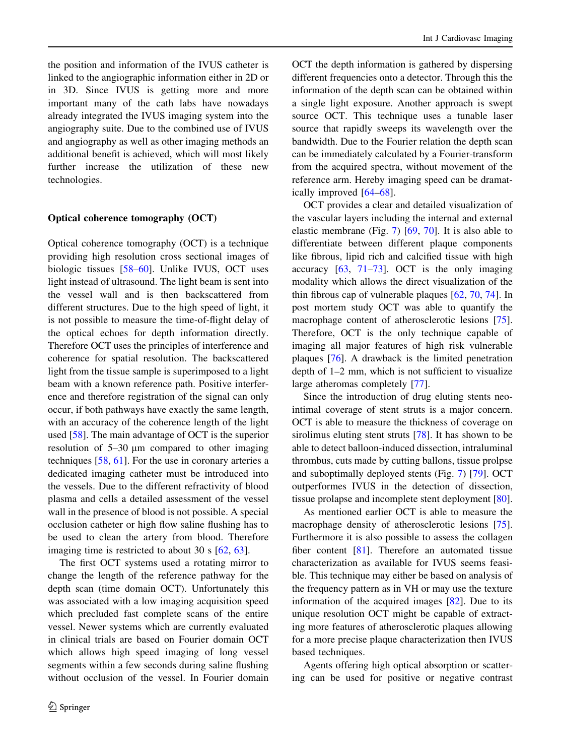the position and information of the IVUS catheter is linked to the angiographic information either in 2D or in 3D. Since IVUS is getting more and more important many of the cath labs have nowadays already integrated the IVUS imaging system into the angiography suite. Due to the combined use of IVUS and angiography as well as other imaging methods an additional benefit is achieved, which will most likely further increase the utilization of these new technologies.

## Optical coherence tomography (OCT)

Optical coherence tomography (OCT) is a technique providing high resolution cross sectional images of biologic tissues [58–60]. Unlike IVUS, OCT uses light instead of ultrasound. The light beam is sent into the vessel wall and is then backscattered from different structures. Due to the high speed of light, it is not possible to measure the time-of-flight delay of the optical echoes for depth information directly. Therefore OCT uses the principles of interference and coherence for spatial resolution. The backscattered light from the tissue sample is superimposed to a light beam with a known reference path. Positive interference and therefore registration of the signal can only occur, if both pathways have exactly the same length, with an accuracy of the coherence length of the light used [58]. The main advantage of OCT is the superior resolution of 5–30 μm compared to other imaging techniques [58, 61]. For the use in coronary arteries a dedicated imaging catheter must be introduced into the vessels. Due to the different refractivity of blood plasma and cells a detailed assessment of the vessel wall in the presence of blood is not possible. A special occlusion catheter or high flow saline flushing has to be used to clean the artery from blood. Therefore imaging time is restricted to about 30 s [62, 63].

The first OCT systems used a rotating mirror to change the length of the reference pathway for the depth scan (time domain OCT). Unfortunately this was associated with a low imaging acquisition speed which precluded fast complete scans of the entire vessel. Newer systems which are currently evaluated in clinical trials are based on Fourier domain OCT which allows high speed imaging of long vessel segments within a few seconds during saline flushing without occlusion of the vessel. In Fourier domain OCT the depth information is gathered by dispersing different frequencies onto a detector. Through this the information of the depth scan can be obtained within a single light exposure. Another approach is swept source OCT. This technique uses a tunable laser source that rapidly sweeps its wavelength over the bandwidth. Due to the Fourier relation the depth scan can be immediately calculated by a Fourier-transform from the acquired spectra, without movement of the reference arm. Hereby imaging speed can be dramatically improved [64–68].

OCT provides a clear and detailed visualization of the vascular layers including the internal and external elastic membrane (Fig. 7) [69, 70]. It is also able to differentiate between different plaque components like fibrous, lipid rich and calcified tissue with high accuracy [63, 71–73]. OCT is the only imaging modality which allows the direct visualization of the thin fibrous cap of vulnerable plaques [62, 70, 74]. In post mortem study OCT was able to quantify the macrophage content of atherosclerotic lesions [75]. Therefore, OCT is the only technique capable of imaging all major features of high risk vulnerable plaques [76]. A drawback is the limited penetration depth of 1–2 mm, which is not sufficient to visualize large atheromas completely [77].

Since the introduction of drug eluting stents neointimal coverage of stent struts is a major concern. OCT is able to measure the thickness of coverage on sirolimus eluting stent struts [78]. It has shown to be able to detect balloon-induced dissection, intraluminal thrombus, cuts made by cutting ballons, tissue prolpse and suboptimally deployed stents (Fig. 7) [79]. OCT outperformes IVUS in the detection of dissection, tissue prolapse and incomplete stent deployment [80].

As mentioned earlier OCT is able to measure the macrophage density of atherosclerotic lesions [75]. Furthermore it is also possible to assess the collagen fiber content [81]. Therefore an automated tissue characterization as available for IVUS seems feasible. This technique may either be based on analysis of the frequency pattern as in VH or may use the texture information of the acquired images [82]. Due to its unique resolution OCT might be capable of extracting more features of atherosclerotic plaques allowing for a more precise plaque characterization then IVUS based techniques.

Agents offering high optical absorption or scattering can be used for positive or negative contrast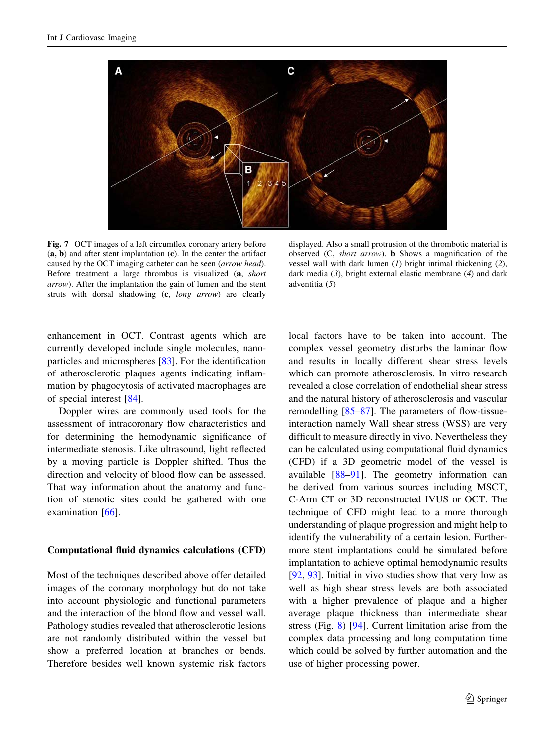**Fig. 7** OCT images of a left circumflex coronary artery before (**a, b**) and after stent implantation (**c**). In the center the artifact caused by the OCT imaging catheter can be seen (*arrow head*). Before treatment a large thrombus is visualized (**a**, *short arrow*). After the implantation the gain of lumen and the stent struts with dorsal shadowing (**c**, *long arrow*) are clearly displayed. Also a small protrusion of the thrombotic material is observed (C, *short arrow*). **b** Shows a magnification of the vessel wall with dark lumen (*1*) bright intimal thickening (*2*), dark media (*3*), bright external elastic membrane (*4*) and dark adventitia (*5*)

enhancement in OCT. Contrast agents which are currently developed include single molecules, nanoparticles and microspheres [83]. For the identification of atherosclerotic plaques agents indicating inflammation by phagocytosis of activated macrophages are of special interest [84].

Doppler wires are commonly used tools for the assessment of intracoronary flow characteristics and for determining the hemodynamic significance of intermediate stenosis. Like ultrasound, light reflected by a moving particle is Doppler shifted. Thus the direction and velocity of blood flow can be assessed. That way information about the anatomy and function of stenotic sites could be gathered with one examination [66].

## Computational fluid dynamics calculations (CFD)

Most of the techniques described above offer detailed images of the coronary morphology but do not take into account physiologic and functional parameters and the interaction of the blood flow and vessel wall. Pathology studies revealed that atherosclerotic lesions are not randomly distributed within the vessel but show a preferred location at branches or bends. Therefore besides well known systemic risk factors local factors have to be taken into account. The complex vessel geometry disturbs the laminar flow and results in locally different shear stress levels which can promote atherosclerosis. In vitro research revealed a close correlation of endothelial shear stress and the natural history of atherosclerosis and vascular remodelling [85–87]. The parameters of flow-tissue-interaction namely Wall shear stress (WSS) are very difficult to measure directly in vivo. Nevertheless they can be calculated using computational fluid dynamics (CFD) if a 3D geometric model of the vessel is available [88–91]. The geometry information can be derived from various sources including MSCT, C-Arm CT or 3D reconstructed IVUS or OCT. The technique of CFD might lead to a more thorough understanding of plaque progression and might help to identify the vulnerability of a certain lesion. Furthermore stent implantations could be simulated before implantation to achieve optimal hemodynamic results [92, 93]. Initial in vivo studies show that very low as well as high shear stress levels are both associated with a higher prevalence of plaque and a higher average plaque thickness than intermediate shear stress (Fig. 8) [94]. Current limitation arise from the complex data processing and long computation time which could be solved by further automation and the use of higher processing power.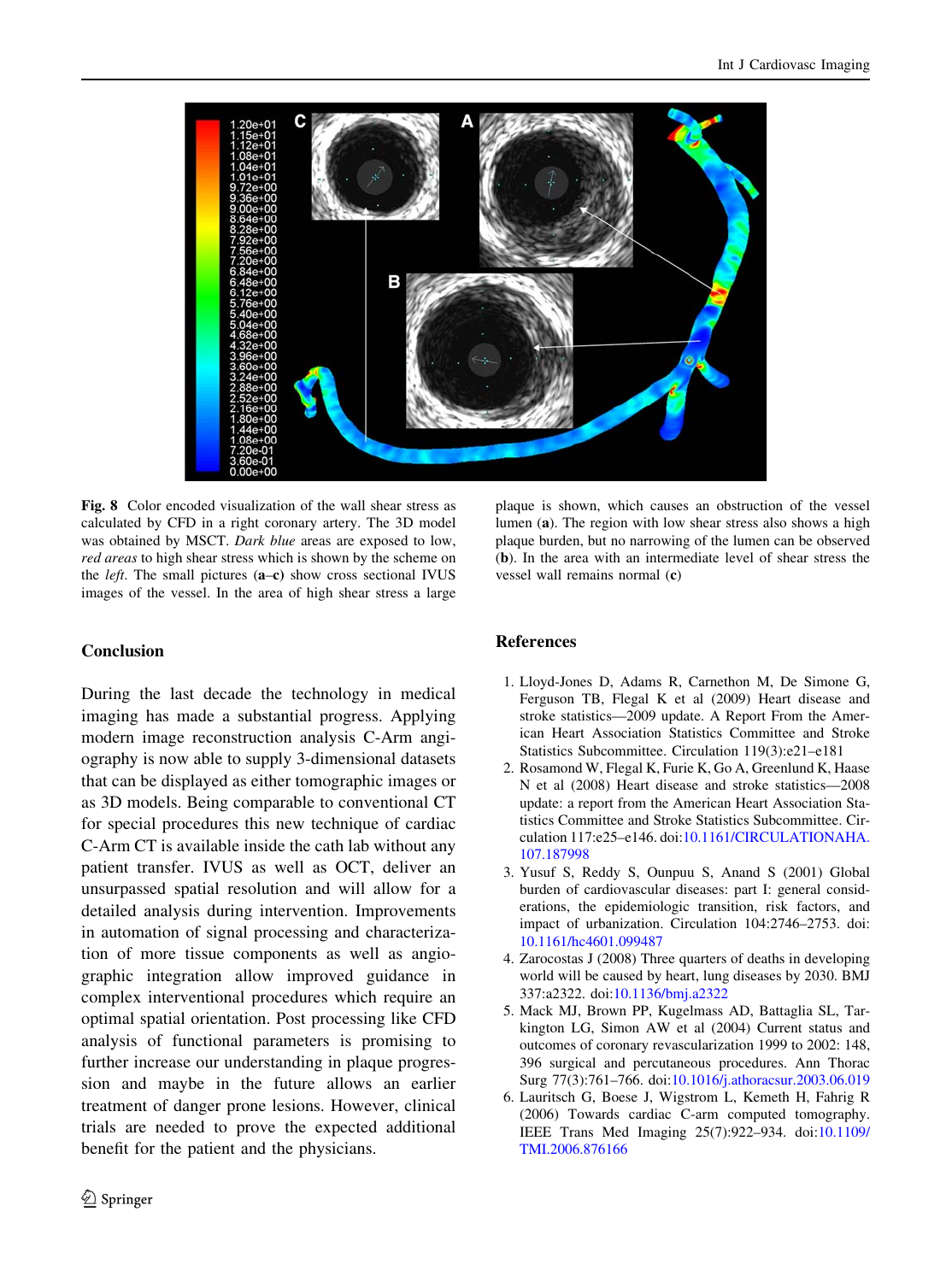**Fig. 8** Color encoded visualization of the wall shear stress as calculated by CFD in a right coronary artery. The 3D model was obtained by MSCT. *Dark blue* areas are exposed to low, *red areas* to high shear stress which is shown by the scheme on the *left*. The small pictures (**a**–**c**) show cross sectional IVUS images of the vessel. In the area of high shear stress a large plaque is shown, which causes an obstruction of the vessel lumen (**a**). The region with low shear stress also shows a high plaque burden, but no narrowing of the lumen can be observed (**b**). In the area with an intermediate level of shear stress the vessel wall remains normal (**c**)

## Conclusion

During the last decade the technology in medical imaging has made a substantial progress. Applying modern image reconstruction analysis C-Arm angiography is now able to supply 3-dimensional datasets that can be displayed as either tomographic images or as 3D models. Being comparable to conventional CT for special procedures this new technique of cardiac C-Arm CT is available inside the cath lab without any patient transfer. IVUS as well as OCT, deliver an unsurpassed spatial resolution and will allow for a detailed analysis during intervention. Improvements in automation of signal processing and characterization of more tissue components as well as angiographic integration allow improved guidance in complex interventional procedures which require an optimal spatial orientation. Post processing like CFD analysis of functional parameters is promising to further increase our understanding in plaque progression and maybe in the future allows an earlier treatment of danger prone lesions. However, clinical trials are needed to prove the expected additional benefit for the patient and the physicians.

## References

1. Lloyd-Jones D, Adams R, Carnethon M, De Simone G, Ferguson TB, Flegal K et al (2009) Heart disease and stroke statistics—2009 update. A Report From the American Heart Association Statistics Committee and Stroke Statistics Subcommittee. Circulation 119(3):e21–e181
2. Rosamond W, Flegal K, Furie K, Go A, Greenlund K, Haase N et al (2008) Heart disease and stroke statistics—2008 update: a report from the American Heart Association Statistics Committee and Stroke Statistics Subcommittee. Circulation 117:e25–e146. doi:10.1161/CIRCULATIONAHA.107.187998
3. Yusuf S, Reddy S, Ounpuu S, Anand S (2001) Global burden of cardiovascular diseases: part I: general considerations, the epidemiologic transition, risk factors, and impact of urbanization. Circulation 104:2746–2753. doi:10.1161/hc4601.099487
4. Zarocostas J (2008) Three quarters of deaths in developing world will be caused by heart, lung diseases by 2030. BMJ 337:a2322. doi:10.1136/bmj.a2322
5. Mack MJ, Brown PP, Kugelmass AD, Battaglia SL, Tarkington LG, Simon AW et al (2004) Current status and outcomes of coronary revascularization 1999 to 2002: 148, 396 surgical and percutaneous procedures. Ann Thorac Surg 77(3):761–766. doi:10.1016/j.athoracsur.2003.06.019
6. Lauritsch G, Boese J, Wigstrom L, Kemeth H, Fahrig R (2006) Towards cardiac C-arm computed tomography. IEEE Trans Med Imaging 25(7):922–934. doi:10.1109/TMI.2006.876166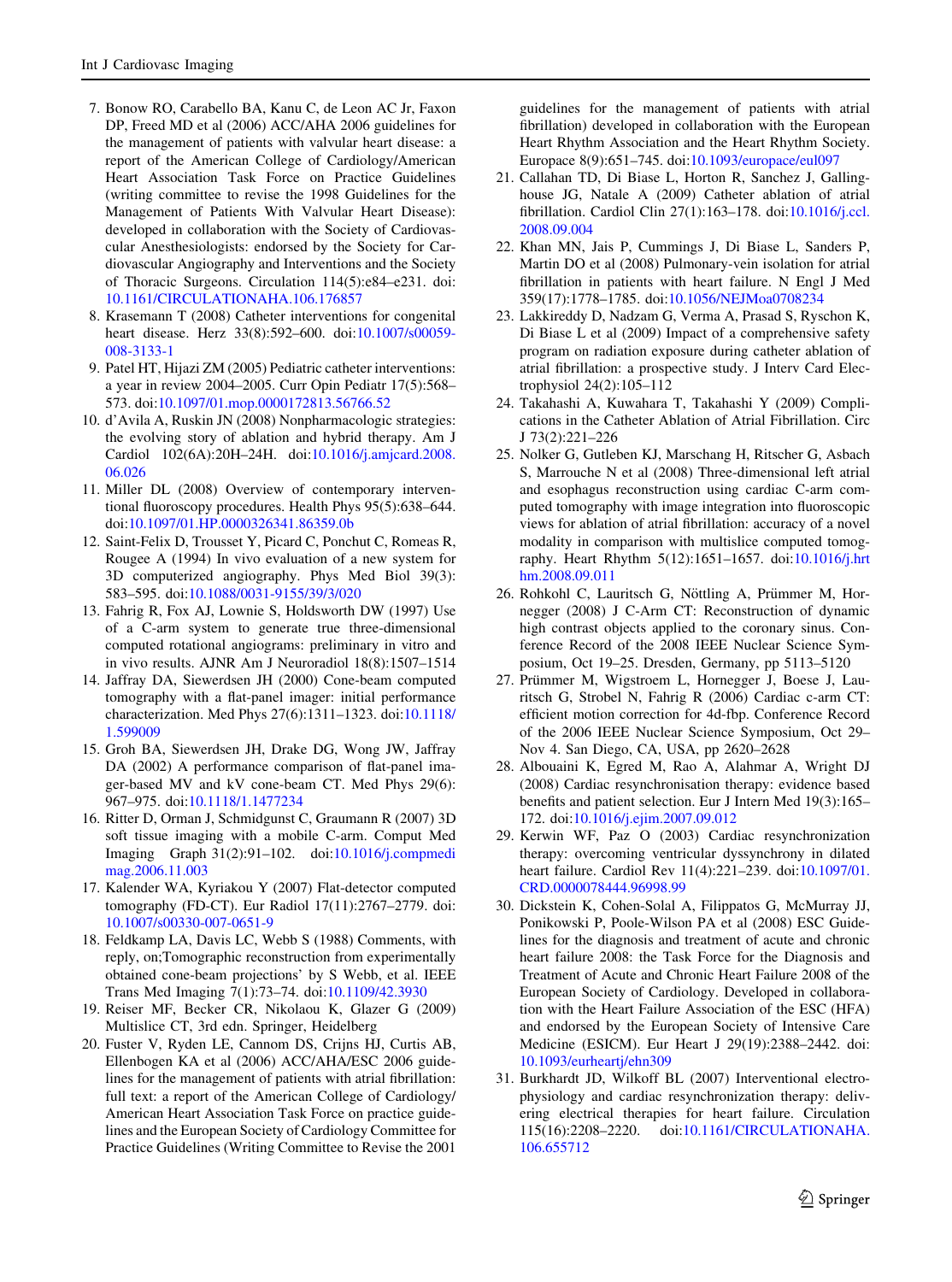7. Bonow RO, Carabello BA, Kanu C, de Leon AC Jr, Faxon DP, Freed MD et al (2006) ACC/AHA 2006 guidelines for the management of patients with valvular heart disease: a report of the American College of Cardiology/American Heart Association Task Force on Practice Guidelines (writing committee to revise the 1998 Guidelines for the Management of Patients With Valvular Heart Disease): developed in collaboration with the Society of Cardiovascular Anesthesiologists: endorsed by the Society for Cardiovascular Angiography and Interventions and the Society of Thoracic Surgeons. Circulation 114(5):e84–e231. doi:10.1161/CIRCULATIONAHA.106.176857
8. Krasemann T (2008) Catheter interventions for congenital heart disease. Herz 33(8):592–600. doi:10.1007/s00059-008-3133-1
9. Patel HT, Hijazi ZM (2005) Pediatric catheter interventions: a year in review 2004–2005. Curr Opin Pediatr 17(5):568–573. doi:10.1097/01.mop.0000172813.56766.52
10. d'Avila A, Ruskin JN (2008) Nonpharmacologic strategies: the evolving story of ablation and hybrid therapy. Am J Cardiol 102(6A):20H–24H. doi:10.1016/j.amjcard.2008.06.026
11. Miller DL (2008) Overview of contemporary interventional fluoroscopy procedures. Health Phys 95(5):638–644. doi:10.1097/01.HP.0000326341.86359.0b
12. Saint-Felix D, Trousset Y, Picard C, Ponchut C, Romeas R, Rougee A (1994) In vivo evaluation of a new system for 3D computerized angiography. Phys Med Biol 39(3):583–595. doi:10.1088/0031-9155/39/3/020
13. Fahrig R, Fox AJ, Lownie S, Holdsworth DW (1997) Use of a C-arm system to generate true three-dimensional computed rotational angiograms: preliminary in vitro and in vivo results. AJNR Am J Neuroradiol 18(8):1507–1514
14. Jaffray DA, Siewerdsen JH (2000) Cone-beam computed tomography with a flat-panel imager: initial performance characterization. Med Phys 27(6):1311–1323. doi:10.1118/1.599009
15. Groh BA, Siewerdsen JH, Drake DG, Wong JW, Jaffray DA (2002) A performance comparison of flat-panel imager-based MV and kV cone-beam CT. Med Phys 29(6):967–975. doi:10.1118/1.1477234
16. Ritter D, Orman J, Schmidgunst C, Graumann R (2007) 3D soft tissue imaging with a mobile C-arm. Comput Med Imaging Graph 31(2):91–102. doi:10.1016/j.compmedimag.2006.11.003
17. Kalender WA, Kyriakou Y (2007) Flat-detector computed tomography (FD-CT). Eur Radiol 17(11):2767–2779. doi:10.1007/s00330-007-0651-9
18. Feldkamp LA, Davis LC, Webb S (1988) Comments, with reply, on;Tomographic reconstruction from experimentally obtained cone-beam projections' by S Webb, et al. IEEE Trans Med Imaging 7(1):73–74. doi:10.1109/42.3930
19. Reiser MF, Becker CR, Nikolaou K, Glazer G (2009) Multislice CT, 3rd edn. Springer, Heidelberg
20. Fuster V, Ryden LE, Cannom DS, Crijns HJ, Curtis AB, Ellenbogen KA et al (2006) ACC/AHA/ESC 2006 guidelines for the management of patients with atrial fibrillation: full text: a report of the American College of Cardiology/American Heart Association Task Force on practice guidelines and the European Society of Cardiology Committee for Practice Guidelines (Writing Committee to Revise the 2001 guidelines for the management of patients with atrial fibrillation) developed in collaboration with the European Heart Rhythm Association and the Heart Rhythm Society. Europace 8(9):651–745. doi:10.1093/europace/eul097
21. Callahan TD, Di Biase L, Horton R, Sanchez J, Gallinghouse JG, Natale A (2009) Catheter ablation of atrial fibrillation. Cardiol Clin 27(1):163–178. doi:10.1016/j.ccl.2008.09.004
22. Khan MN, Jais P, Cummings J, Di Biase L, Sanders P, Martin DO et al (2008) Pulmonary-vein isolation for atrial fibrillation in patients with heart failure. N Engl J Med 359(17):1778–1785. doi:10.1056/NEJMoa0708234
23. Lakkireddy D, Nadzam G, Verma A, Prasad S, Ryschon K, Di Biase L et al (2009) Impact of a comprehensive safety program on radiation exposure during catheter ablation of atrial fibrillation: a prospective study. J Interv Card Electrophysiol 24(2):105–112
24. Takahashi A, Kuwahara T, Takahashi Y (2009) Complications in the Catheter Ablation of Atrial Fibrillation. Circ J 73(2):221–226
25. Nolker G, Gutleben KJ, Marschang H, Ritscher G, Asbach S, Marrouche N et al (2008) Three-dimensional left atrial and esophagus reconstruction using cardiac C-arm computed tomography with image integration into fluoroscopic views for ablation of atrial fibrillation: accuracy of a novel modality in comparison with multislice computed tomography. Heart Rhythm 5(12):1651–1657. doi:10.1016/j.hrthm.2008.09.011
26. Rohkohl C, Lauritsch G, Nöttling A, Prümmer M, Hornegger (2008) J C-Arm CT: Reconstruction of dynamic high contrast objects applied to the coronary sinus. Conference Record of the 2008 IEEE Nuclear Science Symposium, Oct 19–25. Dresden, Germany, pp 5113–5120
27. Prümmer M, Wigstroem L, Hornegger J, Boese J, Lauritsch G, Strobel N, Fahrig R (2006) Cardiac c-arm CT: efficient motion correction for 4d-fbp. Conference Record of the 2006 IEEE Nuclear Science Symposium, Oct 29–Nov 4. San Diego, CA, USA, pp 2620–2628
28. Albouaini K, Egred M, Rao A, Alahmar A, Wright DJ (2008) Cardiac resynchronisation therapy: evidence based benefits and patient selection. Eur J Intern Med 19(3):165–172. doi:10.1016/j.ejim.2007.09.012
29. Kerwin WF, Paz O (2003) Cardiac resynchronization therapy: overcoming ventricular dyssynchrony in dilated heart failure. Cardiol Rev 11(4):221–239. doi:10.1097/01.CRD.0000078444.96998.99
30. Dickstein K, Cohen-Solal A, Filippatos G, McMurray JJ, Ponikowski P, Poole-Wilson PA et al (2008) ESC Guidelines for the diagnosis and treatment of acute and chronic heart failure 2008: the Task Force for the Diagnosis and Treatment of Acute and Chronic Heart Failure 2008 of the European Society of Cardiology. Developed in collaboration with the Heart Failure Association of the ESC (HFA) and endorsed by the European Society of Intensive Care Medicine (ESICM). Eur Heart J 29(19):2388–2442. doi:10.1093/eurheartj/ehn309
31. Burkhardt JD, Wilkoff BL (2007) Interventional electrophysiology and cardiac resynchronization therapy: delivering electrical therapies for heart failure. Circulation 115(16):2208–2220. doi:10.1161/CIRCULATIONAHA.106.655712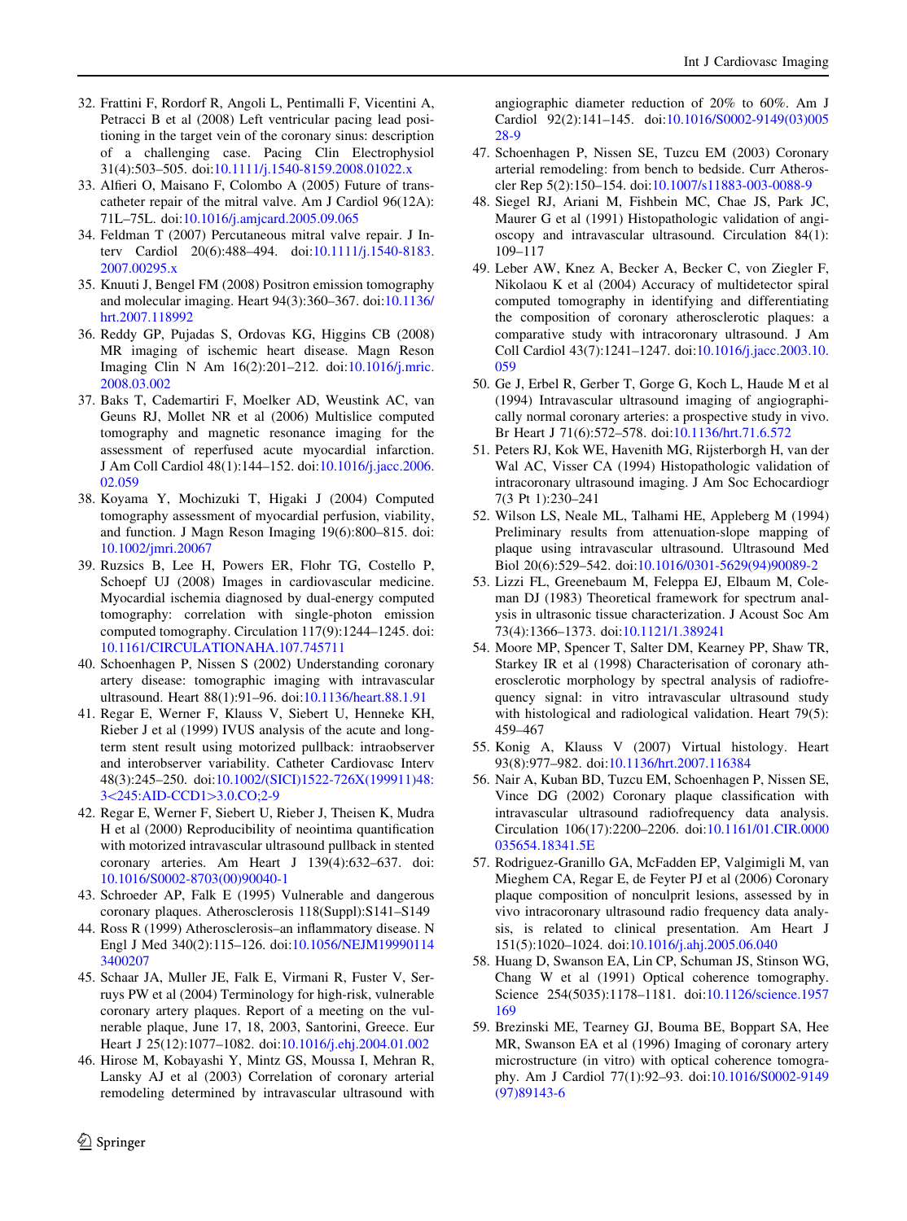32. Frattini F, Rordorf R, Angoli L, Pentimalli F, Vicentini A, Petracci B et al (2008) Left ventricular pacing lead positioning in the target vein of the coronary sinus: description of a challenging case. Pacing Clin Electrophysiol 31(4):503–505. doi:10.1111/j.1540-8159.2008.01022.x
33. Alfieri O, Maisano F, Colombo A (2005) Future of transcatheter repair of the mitral valve. Am J Cardiol 96(12A): 71L–75L. doi:10.1016/j.amjcard.2005.09.065
34. Feldman T (2007) Percutaneous mitral valve repair. J Interv Cardiol 20(6):488–494. doi:10.1111/j.1540-8183.2007.00295.x
35. Knuuti J, Bengel FM (2008) Positron emission tomography and molecular imaging. Heart 94(3):360–367. doi:10.1136/hrt.2007.118992
36. Reddy GP, Pujadas S, Ordovas KG, Higgins CB (2008) MR imaging of ischemic heart disease. Magn Reson Imaging Clin N Am 16(2):201–212. doi:10.1016/j.mric.2008.03.002
37. Baks T, Cademartiri F, Moelker AD, Weustink AC, van Geuns RJ, Mollet NR et al (2006) Multislice computed tomography and magnetic resonance imaging for the assessment of reperfused acute myocardial infarction. J Am Coll Cardiol 48(1):144–152. doi:10.1016/j.jacc.2006.02.059
38. Koyama Y, Mochizuki T, Higaki J (2004) Computed tomography assessment of myocardial perfusion, viability, and function. J Magn Reson Imaging 19(6):800–815. doi:10.1002/jmri.20067
39. Ruzsics B, Lee H, Powers ER, Flohr TG, Costello P, Schoepf UJ (2008) Images in cardiovascular medicine. Myocardial ischemia diagnosed by dual-energy computed tomography: correlation with single-photon emission computed tomography. Circulation 117(9):1244–1245. doi:10.1161/CIRCULATIONAHA.107.745711
40. Schoenhagen P, Nissen S (2002) Understanding coronary artery disease: tomographic imaging with intravascular ultrasound. Heart 88(1):91–96. doi:10.1136/heart.88.1.91
41. Regar E, Werner F, Klauss V, Siebert U, Henneke KH, Rieber J et al (1999) IVUS analysis of the acute and long-term stent result using motorized pullback: intraobserver and interobserver variability. Catheter Cardiovasc Interv 48(3):245–250. doi:10.1002/(SICI)1522-726X(199911)48:3<245:AID-CCD1>3.0.CO;2-9
42. Regar E, Werner F, Siebert U, Rieber J, Theisen K, Mudra H et al (2000) Reproducibility of neointima quantification with motorized intravascular ultrasound pullback in stented coronary arteries. Am Heart J 139(4):632–637. doi:10.1016/S0002-8703(00)90040-1
43. Schroeder AP, Falk E (1995) Vulnerable and dangerous coronary plaques. Atherosclerosis 118(Suppl):S141–S149
44. Ross R (1999) Atherosclerosis–an inflammatory disease. N Engl J Med 340(2):115–126. doi:10.1056/NEJM199901143400207
45. Schaar JA, Muller JE, Falk E, Virmani R, Fuster V, Serruys PW et al (2004) Terminology for high-risk, vulnerable coronary artery plaques. Report of a meeting on the vulnerable plaque, June 17, 18, 2003, Santorini, Greece. Eur Heart J 25(12):1077–1082. doi:10.1016/j.ehj.2004.01.002
46. Hirose M, Kobayashi Y, Mintz GS, Moussa I, Mehran R, Lansky AJ et al (2003) Correlation of coronary arterial remodeling determined by intravascular ultrasound with angiographic diameter reduction of 20% to 60%. Am J Cardiol 92(2):141–145. doi:10.1016/S0002-9149(03)00528-9
47. Schoenhagen P, Nissen SE, Tuzcu EM (2003) Coronary arterial remodeling: from bench to bedside. Curr Atheroscler Rep 5(2):150–154. doi:10.1007/s11883-003-0088-9
48. Siegel RJ, Ariani M, Fishbein MC, Chae JS, Park JC, Maurer G et al (1991) Histopathologic validation of angioscopy and intravascular ultrasound. Circulation 84(1): 109–117
49. Leber AW, Knez A, Becker A, Becker C, von Ziegler F, Nikolaou K et al (2004) Accuracy of multidetector spiral computed tomography in identifying and differentiating the composition of coronary atherosclerotic plaques: a comparative study with intracoronary ultrasound. J Am Coll Cardiol 43(7):1241–1247. doi:10.1016/j.jacc.2003.10.059
50. Ge J, Erbel R, Gerber T, Gorge G, Koch L, Haude M et al (1994) Intravascular ultrasound imaging of angiographically normal coronary arteries: a prospective study in vivo. Br Heart J 71(6):572–578. doi:10.1136/hrt.71.6.572
51. Peters RJ, Kok WE, Havenith MG, Rijsterborgh H, van der Wal AC, Visser CA (1994) Histopathologic validation of intracoronary ultrasound imaging. J Am Soc Echocardiogr 7(3 Pt 1):230–241
52. Wilson LS, Neale ML, Talhami HE, Appleberg M (1994) Preliminary results from attenuation-slope mapping of plaque using intravascular ultrasound. Ultrasound Med Biol 20(6):529–542. doi:10.1016/0301-5629(94)90089-2
53. Lizzi FL, Greenebaum M, Feleppa EJ, Elbaum M, Coleman DJ (1983) Theoretical framework for spectrum analysis in ultrasonic tissue characterization. J Acoust Soc Am 73(4):1366–1373. doi:10.1121/1.389241
54. Moore MP, Spencer T, Salter DM, Kearney PP, Shaw TR, Starkey IR et al (1998) Characterisation of coronary atherosclerotic morphology by spectral analysis of radiofrequency signal: in vitro intravascular ultrasound study with histological and radiological validation. Heart 79(5): 459–467
55. Konig A, Klauss V (2007) Virtual histology. Heart 93(8):977–982. doi:10.1136/hrt.2007.116384
56. Nair A, Kuban BD, Tuzcu EM, Schoenhagen P, Nissen SE, Vince DG (2002) Coronary plaque classification with intravascular ultrasound radiofrequency data analysis. Circulation 106(17):2200–2206. doi:10.1161/01.CIR.0000035654.18341.5E
57. Rodriguez-Granillo GA, McFadden EP, Valgimigli M, van Mieghem CA, Regar E, de Feyter PJ et al (2006) Coronary plaque composition of nonculprit lesions, assessed by in vivo intracoronary ultrasound radio frequency data analysis, is related to clinical presentation. Am Heart J 151(5):1020–1024. doi:10.1016/j.ahj.2005.06.040
58. Huang D, Swanson EA, Lin CP, Schuman JS, Stinson WG, Chang W et al (1991) Optical coherence tomography. Science 254(5035):1178–1181. doi:10.1126/science.1957169
59. Brezinski ME, Tearney GJ, Bouma BE, Boppart SA, Hee MR, Swanson EA et al (1996) Imaging of coronary artery microstructure (in vitro) with optical coherence tomography. Am J Cardiol 77(1):92–93. doi:10.1016/S0002-9149(97)89143-6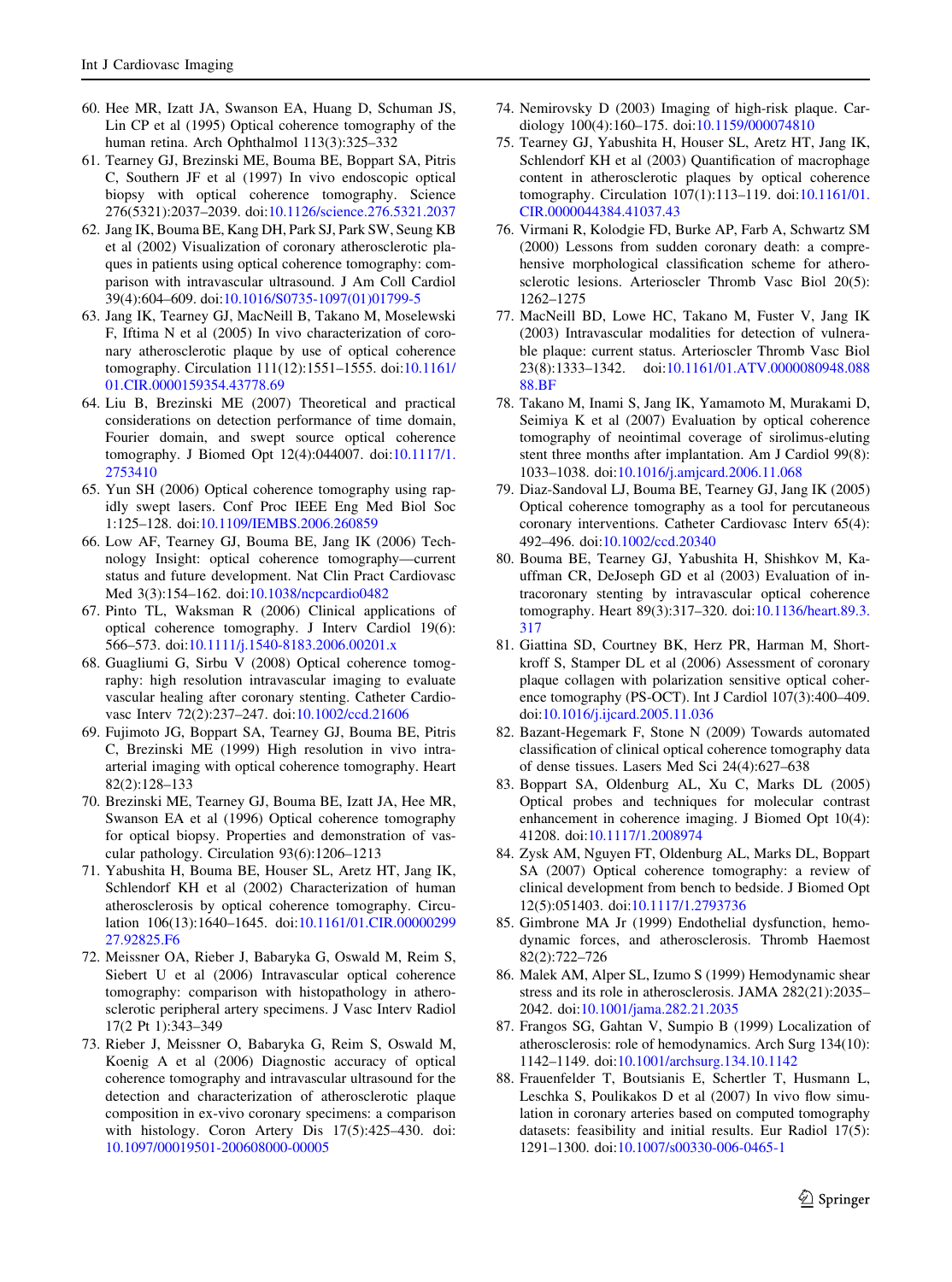60. Hee MR, Izatt JA, Swanson EA, Huang D, Schuman JS, Lin CP et al (1995) Optical coherence tomography of the human retina. Arch Ophthalmol 113(3):325–332
61. Tearney GJ, Brezinski ME, Bouma BE, Boppart SA, Pitris C, Southern JF et al (1997) In vivo endoscopic optical biopsy with optical coherence tomography. Science 276(5321):2037–2039. doi:10.1126/science.276.5321.2037
62. Jang IK, Bouma BE, Kang DH, Park SJ, Park SW, Seung KB et al (2002) Visualization of coronary atherosclerotic plaques in patients using optical coherence tomography: comparison with intravascular ultrasound. J Am Coll Cardiol 39(4):604–609. doi:10.1016/S0735-1097(01)01799-5
63. Jang IK, Tearney GJ, MacNeill B, Takano M, Moselewski F, Iftima N et al (2005) In vivo characterization of coronary atherosclerotic plaque by use of optical coherence tomography. Circulation 111(12):1551–1555. doi:10.1161/01.CIR.0000159354.43778.69
64. Liu B, Brezinski ME (2007) Theoretical and practical considerations on detection performance of time domain, Fourier domain, and swept source optical coherence tomography. J Biomed Opt 12(4):044007. doi:10.1117/1.2753410
65. Yun SH (2006) Optical coherence tomography using rapidly swept lasers. Conf Proc IEEE Eng Med Biol Soc 1:125–128. doi:10.1109/IEMBS.2006.260859
66. Low AF, Tearney GJ, Bouma BE, Jang IK (2006) Technology Insight: optical coherence tomography—current status and future development. Nat Clin Pract Cardiovasc Med 3(3):154–162. doi:10.1038/ncpcardio0482
67. Pinto TL, Waksman R (2006) Clinical applications of optical coherence tomography. J Interv Cardiol 19(6): 566–573. doi:10.1111/j.1540-8183.2006.00201.x
68. Guagliumi G, Sirbu V (2008) Optical coherence tomography: high resolution intravascular imaging to evaluate vascular healing after coronary stenting. Catheter Cardiovasc Interv 72(2):237–247. doi:10.1002/ccd.21606
69. Fujimoto JG, Boppart SA, Tearney GJ, Bouma BE, Pitris C, Brezinski ME (1999) High resolution in vivo intraarterial imaging with optical coherence tomography. Heart 82(2):128–133
70. Brezinski ME, Tearney GJ, Bouma BE, Izatt JA, Hee MR, Swanson EA et al (1996) Optical coherence tomography for optical biopsy. Properties and demonstration of vascular pathology. Circulation 93(6):1206–1213
71. Yabushita H, Bouma BE, Houser SL, Aretz HT, Jang IK, Schlendorf KH et al (2002) Characterization of human atherosclerosis by optical coherence tomography. Circulation 106(13):1640–1645. doi:10.1161/01.CIR.0000029927.92825.F6
72. Meissner OA, Rieber J, Babaryka G, Oswald M, Reim S, Siebert U et al (2006) Intravascular optical coherence tomography: comparison with histopathology in atherosclerotic peripheral artery specimens. J Vasc Interv Radiol 17(2 Pt 1):343–349
73. Rieber J, Meissner O, Babaryka G, Reim S, Oswald M, Koenig A et al (2006) Diagnostic accuracy of optical coherence tomography and intravascular ultrasound for the detection and characterization of atherosclerotic plaque composition in ex-vivo coronary specimens: a comparison with histology. Coron Artery Dis 17(5):425–430. doi:10.1097/00019501-200608000-00005
74. Nemirovsky D (2003) Imaging of high-risk plaque. Cardiology 100(4):160–175. doi:10.1159/000074810
75. Tearney GJ, Yabushita H, Houser SL, Aretz HT, Jang IK, Schlendorf KH et al (2003) Quantification of macrophage content in atherosclerotic plaques by optical coherence tomography. Circulation 107(1):113–119. doi:10.1161/01.CIR.0000044384.41037.43
76. Virmani R, Kolodgie FD, Burke AP, Farb A, Schwartz SM (2000) Lessons from sudden coronary death: a comprehensive morphological classification scheme for atherosclerotic lesions. Arterioscler Thromb Vasc Biol 20(5): 1262–1275
77. MacNeill BD, Lowe HC, Takano M, Fuster V, Jang IK (2003) Intravascular modalities for detection of vulnerable plaque: current status. Arterioscler Thromb Vasc Biol 23(8):1333–1342. doi:10.1161/01.ATV.0000080948.08888.BF
78. Takano M, Inami S, Jang IK, Yamamoto M, Murakami D, Seimiya K et al (2007) Evaluation by optical coherence tomography of neointimal coverage of sirolimus-eluting stent three months after implantation. Am J Cardiol 99(8): 1033–1038. doi:10.1016/j.amjcard.2006.11.068
79. Diaz-Sandoval LJ, Bouma BE, Tearney GJ, Jang IK (2005) Optical coherence tomography as a tool for percutaneous coronary interventions. Catheter Cardiovasc Interv 65(4): 492–496. doi:10.1002/ccd.20340
80. Bouma BE, Tearney GJ, Yabushita H, Shishkov M, Kauffman CR, DeJoseph GD et al (2003) Evaluation of intracoronary stenting by intravascular optical coherence tomography. Heart 89(3):317–320. doi:10.1136/heart.89.3.317
81. Giattina SD, Courtney BK, Herz PR, Harman M, Shortkroff S, Stamper DL et al (2006) Assessment of coronary plaque collagen with polarization sensitive optical coherence tomography (PS-OCT). Int J Cardiol 107(3):400–409. doi:10.1016/j.ijcard.2005.11.036
82. Bazant-Hegemark F, Stone N (2009) Towards automated classification of clinical optical coherence tomography data of dense tissues. Lasers Med Sci 24(4):627–638
83. Boppart SA, Oldenburg AL, Xu C, Marks DL (2005) Optical probes and techniques for molecular contrast enhancement in coherence imaging. J Biomed Opt 10(4): 41208. doi:10.1117/1.2008974
84. Zysk AM, Nguyen FT, Oldenburg AL, Marks DL, Boppart SA (2007) Optical coherence tomography: a review of clinical development from bench to bedside. J Biomed Opt 12(5):051403. doi:10.1117/1.2793736
85. Gimbrone MA Jr (1999) Endothelial dysfunction, hemodynamic forces, and atherosclerosis. Thromb Haemost 82(2):722–726
86. Malek AM, Alper SL, Izumo S (1999) Hemodynamic shear stress and its role in atherosclerosis. JAMA 282(21):2035–2042. doi:10.1001/jama.282.21.2035
87. Frangos SG, Gahtan V, Sumpio B (1999) Localization of atherosclerosis: role of hemodynamics. Arch Surg 134(10): 1142–1149. doi:10.1001/archsurg.134.10.1142
88. Frauenfelder T, Boutsianis E, Schertler T, Husmann L, Leschka S, Poulikakos D et al (2007) In vivo flow simulation in coronary arteries based on computed tomography datasets: feasibility and initial results. Eur Radiol 17(5): 1291–1300. doi:10.1007/s00330-006-0465-1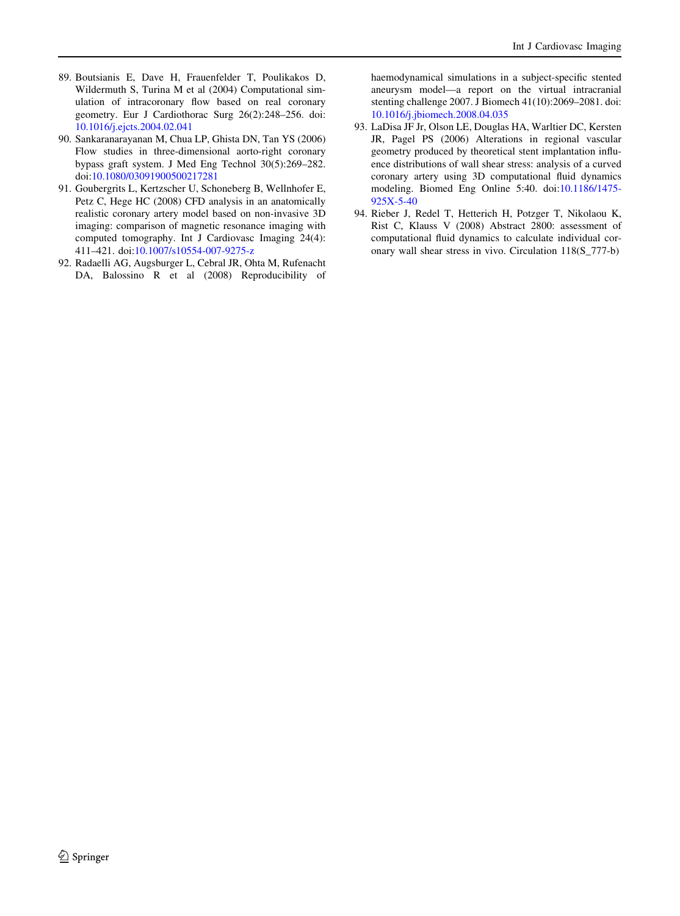89. Boutsianis E, Dave H, Frauenfelder T, Poulikakos D, Wildermuth S, Turina M et al (2004) Computational simulation of intracoronary flow based on real coronary geometry. Eur J Cardiothorac Surg 26(2):248–256. doi:10.1016/j.ejcts.2004.02.041
90. Sankaranarayanan M, Chua LP, Ghista DN, Tan YS (2006) Flow studies in three-dimensional aorto-right coronary bypass graft system. J Med Eng Technol 30(5):269–282. doi:10.1080/03091900500217281
91. Goubergrits L, Kertzscher U, Schoneberg B, Wellnhofer E, Petz C, Hege HC (2008) CFD analysis in an anatomically realistic coronary artery model based on non-invasive 3D imaging: comparison of magnetic resonance imaging with computed tomography. Int J Cardiovasc Imaging 24(4): 411–421. doi:10.1007/s10554-007-9275-z
92. Radaelli AG, Augsburger L, Cebral JR, Ohta M, Rufenacht DA, Balossino R et al (2008) Reproducibility of haemodynamical simulations in a subject-specific stented aneurysm model—a report on the virtual intracranial stenting challenge 2007. J Biomech 41(10):2069–2081. doi:10.1016/j.jbiomech.2008.04.035
93. LaDisa JF Jr, Olson LE, Douglas HA, Warltier DC, Kersten JR, Pagel PS (2006) Alterations in regional vascular geometry produced by theoretical stent implantation influence distributions of wall shear stress: analysis of a curved coronary artery using 3D computational fluid dynamics modeling. Biomed Eng Online 5:40. doi:10.1186/1475-925X-5-40
94. Rieber J, Redel T, Hetterich H, Potzger T, Nikolaou K, Rist C, Klauss V (2008) Abstract 2800: assessment of computational fluid dynamics to calculate individual coronary wall shear stress in vivo. Circulation 118(S_777-b)